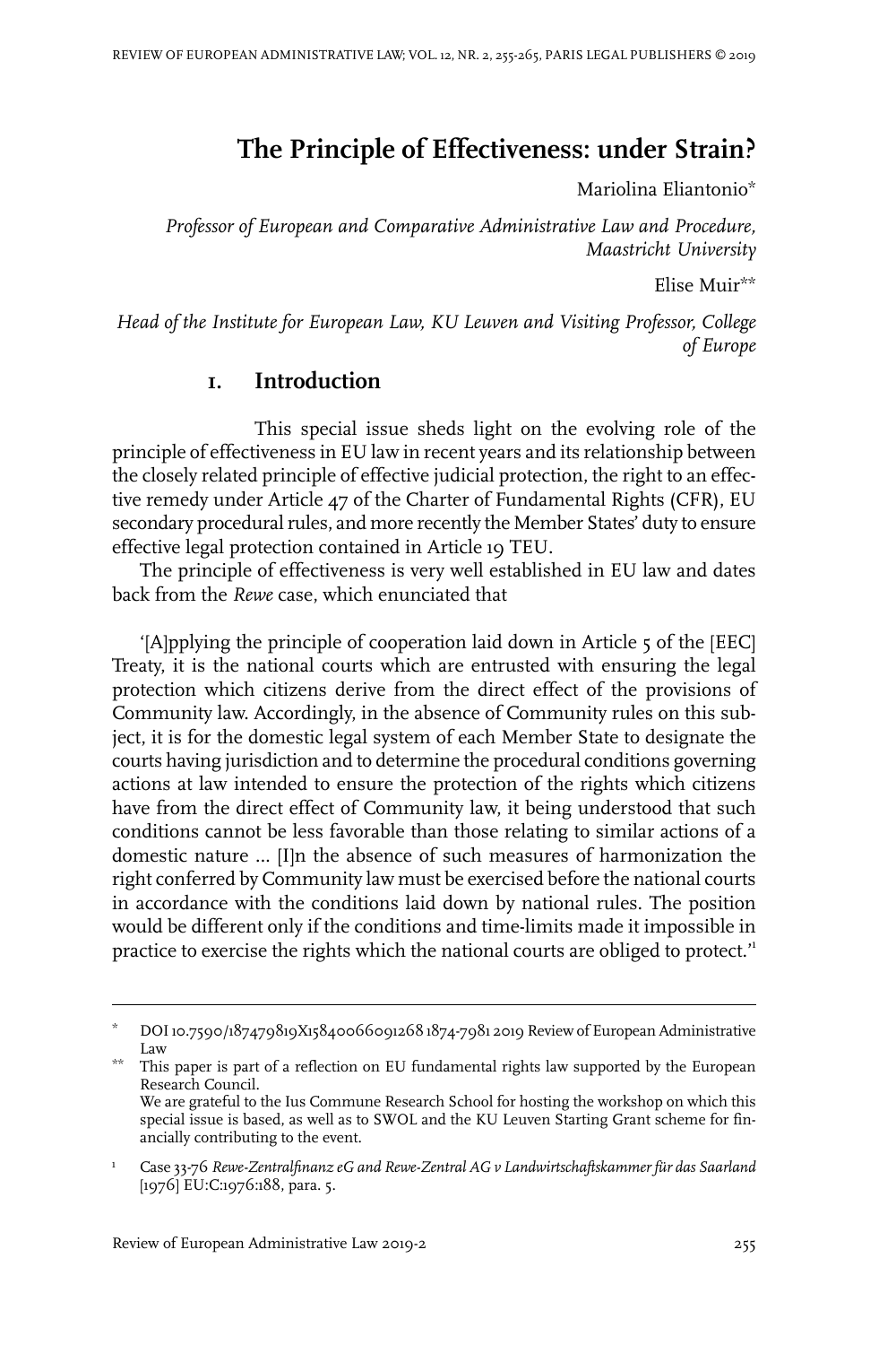# The Principle of Effectiveness: under Strain?

Mariolina Eliantonio*

*Professor of European and Comparative Administrative Law and Procedure, Maastricht University*

Elise Muir**

*Head of the Institute for European Law, KU Leuven and Visiting Professor, College of Europe*

## 1. Introduction

This special issue sheds light on the evolving role of the principle of effectiveness in EU law in recent years and its relationship between the closely related principle of effective judicial protection, the right to an effective remedy under Article 47 of the Charter of Fundamental Rights (CFR), EU secondary procedural rules, and more recently the Member States' duty to ensure effective legal protection contained in Article 19 TEU.

The principle of effectiveness is very well established in EU law and dates back from the *Rewe* case, which enunciated that

'[A]pplying the principle of cooperation laid down in Article 5 of the [EEC] Treaty, it is the national courts which are entrusted with ensuring the legal protection which citizens derive from the direct effect of the provisions of Community law. Accordingly, in the absence of Community rules on this subject, it is for the domestic legal system of each Member State to designate the courts having jurisdiction and to determine the procedural conditions governing actions at law intended to ensure the protection of the rights which citizens have from the direct effect of Community law, it being understood that such conditions cannot be less favorable than those relating to similar actions of a domestic nature ... [I]n the absence of such measures of harmonization the right conferred by Community law must be exercised before the national courts in accordance with the conditions laid down by national rules. The position would be different only if the conditions and time-limits made it impossible in practice to exercise the rights which the national courts are obliged to protect.'[1]

---

\* DOI 10.7590/187479819X15840066091268 1874-7981 2019 Review of European Administrative Law

\*\* This paper is part of a reflection on EU fundamental rights law supported by the European Research Council.
We are grateful to the Ius Commune Research School for hosting the workshop on which this special issue is based, as well as to SWOL and the KU Leuven Starting Grant scheme for financially contributing to the event.

[1] Case 33-76 *Rewe-Zentralfinanz eG and Rewe-Zentral AG v Landwirtschaftskammer für das Saarland* [1976] EU:C:1976:188, para. 5.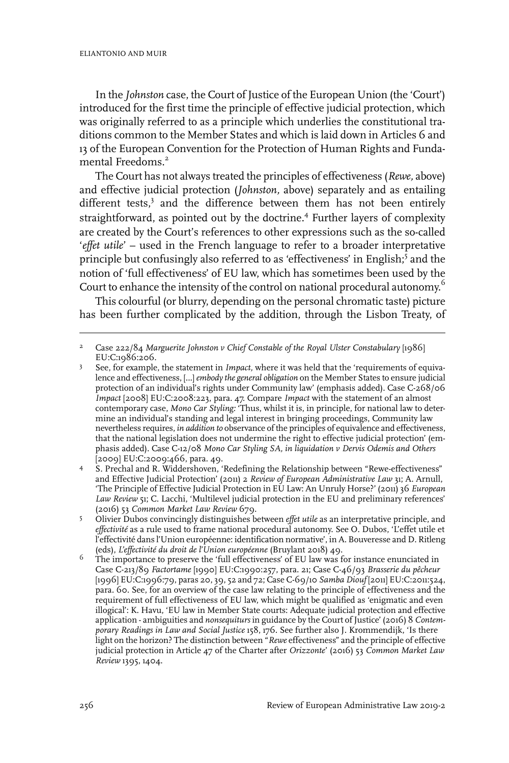In the *Johnston* case, the Court of Justice of the European Union (the 'Court') introduced for the first time the principle of effective judicial protection, which was originally referred to as a principle which underlies the constitutional traditions common to the Member States and which is laid down in Articles 6 and 13 of the European Convention for the Protection of Human Rights and Fundamental Freedoms.[2]

The Court has not always treated the principles of effectiveness (*Rewe,* above) and effective judicial protection (*Johnston,* above) separately and as entailing different tests,[3] and the difference between them has not been entirely straightforward, as pointed out by the doctrine.[4] Further layers of complexity are created by the Court's references to other expressions such as the so-called '*effet utile*' – used in the French language to refer to a broader interpretative principle but confusingly also referred to as 'effectiveness' in English;[5] and the notion of 'full effectiveness' of EU law, which has sometimes been used by the Court to enhance the intensity of the control on national procedural autonomy.[6]

This colourful (or blurry, depending on the personal chromatic taste) picture has been further complicated by the addition, through the Lisbon Treaty, of

---

2 Case 222/84 *Marguerite Johnston v Chief Constable of the Royal Ulster Constabulary* [1986] EU:C:1986:206.

3 See, for example, the statement in *Impact*, where it was held that the 'requirements of equivalence and effectiveness, [...] *embody the general obligation* on the Member States to ensure judicial protection of an individual's rights under Community law' (emphasis added). Case C-268/06 *Impact* [2008] EU:C:2008:223, para. 47. Compare *Impact* with the statement of an almost contemporary case, *Mono Car Styling:* 'Thus, whilst it is, in principle, for national law to determine an individual's standing and legal interest in bringing proceedings, Community law nevertheless requires, *in addition to* observance of the principles of equivalence and effectiveness, that the national legislation does not undermine the right to effective judicial protection' (emphasis added). Case C-12/08 *Mono Car Styling SA, in liquidation v Dervis Odemis and Others* [2009] EU:C:2009:466, para. 49.

4 S. Prechal and R. Widdershoven, 'Redefining the Relationship between "Rewe-effectiveness" and Effective Judicial Protection' (2011) 2 *Review of European Administrative Law* 31; A. Arnull, 'The Principle of Effective Judicial Protection in EU Law: An Unruly Horse?' (2011) 36 *European Law Review* 51; C. Lacchi, 'Multilevel judicial protection in the EU and preliminary references' (2016) 53 *Common Market Law Review* 679.

5 Olivier Dubos convincingly distinguishes between *effet utile* as an interpretative principle, and *effectivité* as a rule used to frame national procedural autonomy. See O. Dubos, 'L'effet utile et l'effectivité dans l'Union européenne: identification normative', in A. Bouveresse and D. Ritleng (eds), *L'effectivité du droit de l'Union européenne* (Bruylant 2018) 49.

6 The importance to preserve the 'full effectiveness' of EU law was for instance enunciated in Case C-213/89 *Factortame* [1990] EU:C:1990:257, para. 21; Case C-46/93 *Brasserie du pêcheur* [1996] EU:C:1996:79, paras 20, 39, 52 and 72; Case C-69/10 *Samba Diouf* [2011] EU:C:2011:524, para. 60. See, for an overview of the case law relating to the principle of effectiveness and the requirement of full effectiveness of EU law, which might be qualified as 'enigmatic and even illogical': K. Havu, 'EU law in Member State courts: Adequate judicial protection and effective application - ambiguities and *nonsequiturs* in guidance by the Court of Justice' (2016) 8 *Contemporary Readings in Law and Social Justice* 158, 176. See further also J. Krommendijk, 'Is there light on the horizon? The distinction between "*Rewe* effectiveness" and the principle of effective judicial protection in Article 47 of the Charter after *Orizzonte*' (2016) 53 *Common Market Law Review* 1395, 1404.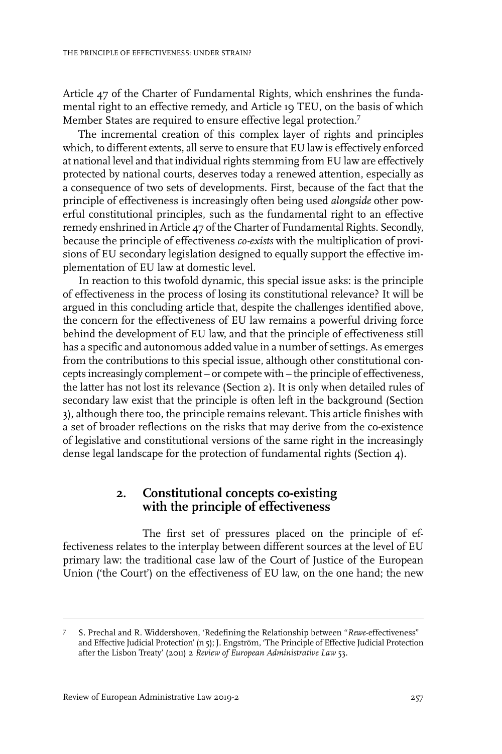Article 47 of the Charter of Fundamental Rights, which enshrines the fundamental right to an effective remedy, and Article 19 TEU, on the basis of which Member States are required to ensure effective legal protection.[7]

The incremental creation of this complex layer of rights and principles which, to different extents, all serve to ensure that EU law is effectively enforced at national level and that individual rights stemming from EU law are effectively protected by national courts, deserves today a renewed attention, especially as a consequence of two sets of developments. First, because of the fact that the principle of effectiveness is increasingly often being used *alongside* other powerful constitutional principles, such as the fundamental right to an effective remedy enshrined in Article 47 of the Charter of Fundamental Rights. Secondly, because the principle of effectiveness *co-exists* with the multiplication of provisions of EU secondary legislation designed to equally support the effective implementation of EU law at domestic level.

In reaction to this twofold dynamic, this special issue asks: is the principle of effectiveness in the process of losing its constitutional relevance? It will be argued in this concluding article that, despite the challenges identified above, the concern for the effectiveness of EU law remains a powerful driving force behind the development of EU law, and that the principle of effectiveness still has a specific and autonomous added value in a number of settings. As emerges from the contributions to this special issue, although other constitutional concepts increasingly complement – or compete with – the principle of effectiveness, the latter has not lost its relevance (Section 2). It is only when detailed rules of secondary law exist that the principle is often left in the background (Section 3), although there too, the principle remains relevant. This article finishes with a set of broader reflections on the risks that may derive from the co-existence of legislative and constitutional versions of the same right in the increasingly dense legal landscape for the protection of fundamental rights (Section 4).

## 2. Constitutional concepts co-existing with the principle of effectiveness

The first set of pressures placed on the principle of effectiveness relates to the interplay between different sources at the level of EU primary law: the traditional case law of the Court of Justice of the European Union ('the Court') on the effectiveness of EU law, on the one hand; the new

---

7 S. Prechal and R. Widdershoven, 'Redefining the Relationship between "*Rewe*-effectiveness" and Effective Judicial Protection' (n 5); J. Engström, 'The Principle of Effective Judicial Protection after the Lisbon Treaty' (2011) 2 *Review of European Administrative Law* 53.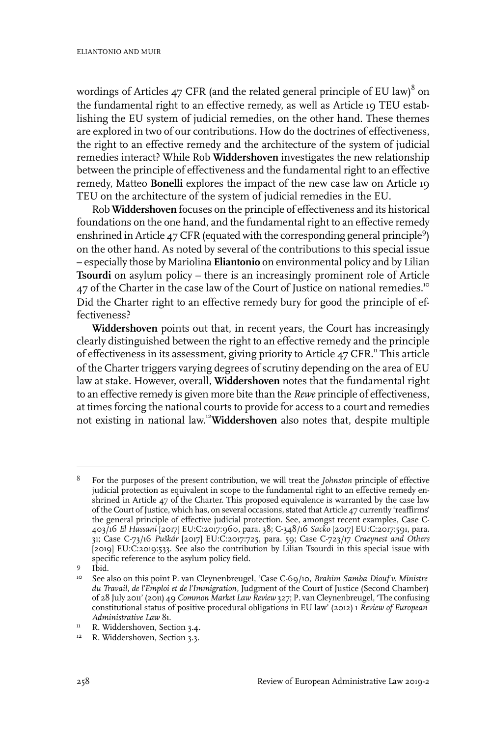wordings of Articles 47 CFR (and the related general principle of EU law)[8] on the fundamental right to an effective remedy, as well as Article 19 TEU establishing the EU system of judicial remedies, on the other hand. These themes are explored in two of our contributions. How do the doctrines of effectiveness, the right to an effective remedy and the architecture of the system of judicial remedies interact? While Rob **Widdershoven** investigates the new relationship between the principle of effectiveness and the fundamental right to an effective remedy, Matteo **Bonelli** explores the impact of the new case law on Article 19 TEU on the architecture of the system of judicial remedies in the EU.

Rob **Widdershoven** focuses on the principle of effectiveness and its historical foundations on the one hand, and the fundamental right to an effective remedy enshrined in Article 47 CFR (equated with the corresponding general principle[9]) on the other hand. As noted by several of the contributions to this special issue – especially those by Mariolina **Eliantonio** on environmental policy and by Lilian **Tsourdi** on asylum policy – there is an increasingly prominent role of Article 47 of the Charter in the case law of the Court of Justice on national remedies.[10] Did the Charter right to an effective remedy bury for good the principle of effectiveness?

**Widdershoven** points out that, in recent years, the Court has increasingly clearly distinguished between the right to an effective remedy and the principle of effectiveness in its assessment, giving priority to Article 47 CFR.[11] This article of the Charter triggers varying degrees of scrutiny depending on the area of EU law at stake. However, overall, **Widdershoven** notes that the fundamental right to an effective remedy is given more bite than the *Rewe* principle of effectiveness, at times forcing the national courts to provide for access to a court and remedies not existing in national law.[12] **Widdershoven** also notes that, despite multiple

---

8 For the purposes of the present contribution, we will treat the *Johnston* principle of effective judicial protection as equivalent in scope to the fundamental right to an effective remedy enshrined in Article 47 of the Charter. This proposed equivalence is warranted by the case law of the Court of Justice, which has, on several occasions, stated that Article 47 currently 'reaffirms' the general principle of effective judicial protection. See, amongst recent examples, Case C-403/16 *El Hassani* [2017] EU:C:2017:960, para. 38; C-348/16 *Sacko* [2017] EU:C:2017:591, para. 31; Case C-73/16 *Puškár* [2017] EU:C:2017:725, para. 59; Case C-723/17 *Craeynest and Others* [2019] EU:C:2019:533. See also the contribution by Lilian Tsourdi in this special issue with specific reference to the asylum policy field.

9 Ibid.

10 See also on this point P. van Cleynenbreugel, 'Case C-69/10, *Brahim Samba Diouf v. Ministre du Travail, de l'Emploi et de l'Immigration*, Judgment of the Court of Justice (Second Chamber) of 28 July 2011' (2011) 49 *Common Market Law Review* 327; P. van Cleynenbreugel, 'The confusing constitutional status of positive procedural obligations in EU law' (2012) 1 *Review of European Administrative Law* 81.

11 R. Widdershoven, Section 3.4.

12 R. Widdershoven, Section 3.3.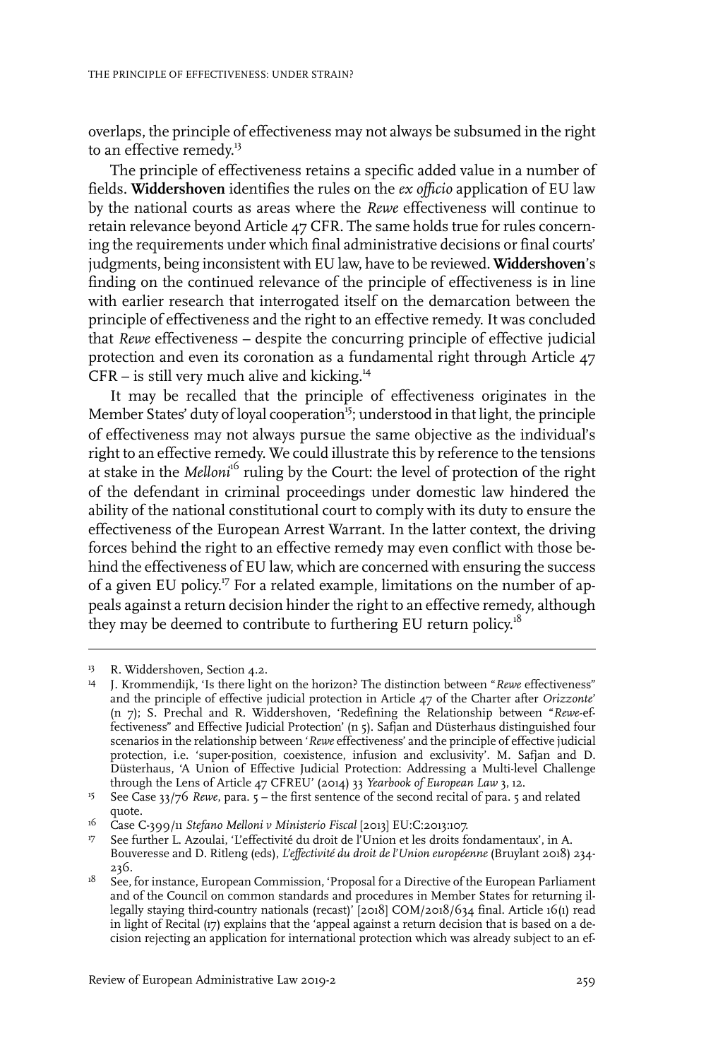overlaps, the principle of effectiveness may not always be subsumed in the right to an effective remedy.[13]

The principle of effectiveness retains a specific added value in a number of fields. **Widdershoven** identifies the rules on the *ex officio* application of EU law by the national courts as areas where the *Rewe* effectiveness will continue to retain relevance beyond Article 47 CFR. The same holds true for rules concerning the requirements under which final administrative decisions or final courts' judgments, being inconsistent with EU law, have to be reviewed. **Widdershoven**'s finding on the continued relevance of the principle of effectiveness is in line with earlier research that interrogated itself on the demarcation between the principle of effectiveness and the right to an effective remedy. It was concluded that *Rewe* effectiveness – despite the concurring principle of effective judicial protection and even its coronation as a fundamental right through Article 47 CFR – is still very much alive and kicking.[14]

It may be recalled that the principle of effectiveness originates in the Member States' duty of loyal cooperation[15]; understood in that light, the principle of effectiveness may not always pursue the same objective as the individual's right to an effective remedy. We could illustrate this by reference to the tensions at stake in the *Melloni*[16] ruling by the Court: the level of protection of the right of the defendant in criminal proceedings under domestic law hindered the ability of the national constitutional court to comply with its duty to ensure the effectiveness of the European Arrest Warrant. In the latter context, the driving forces behind the right to an effective remedy may even conflict with those behind the effectiveness of EU law, which are concerned with ensuring the success of a given EU policy.[17] For a related example, limitations on the number of appeals against a return decision hinder the right to an effective remedy, although they may be deemed to contribute to furthering EU return policy.[18]

---

13 R. Widdershoven, Section 4.2.

14 J. Krommendijk, 'Is there light on the horizon? The distinction between "*Rewe* effectiveness" and the principle of effective judicial protection in Article 47 of the Charter after *Orizzonte*' (n 7); S. Prechal and R. Widdershoven, 'Redefining the Relationship between "*Rewe*-effectiveness" and Effective Judicial Protection' (n 5). Safjan and Düsterhaus distinguished four scenarios in the relationship between '*Rewe* effectiveness' and the principle of effective judicial protection, i.e. 'super-position, coexistence, infusion and exclusivity'. M. Safjan and D. Düsterhaus, 'A Union of Effective Judicial Protection: Addressing a Multi-level Challenge through the Lens of Article 47 CFREU' (2014) 33 *Yearbook of European Law* 3, 12.

15 See Case 33/76 *Rewe*, para. 5 – the first sentence of the second recital of para. 5 and related quote.

16 Case C-399/11 *Stefano Melloni v Ministerio Fiscal* [2013] EU:C:2013:107.

17 See further L. Azoulai, 'L'effectivité du droit de l'Union et les droits fondamentaux', in A. Bouveresse and D. Ritleng (eds), *L'effectivité du droit de l'Union européenne* (Bruylant 2018) 234-236.

18 See, for instance, European Commission, 'Proposal for a Directive of the European Parliament and of the Council on common standards and procedures in Member States for returning illegally staying third-country nationals (recast)' [2018] COM/2018/634 final. Article 16(1) read in light of Recital (17) explains that the 'appeal against a return decision that is based on a decision rejecting an application for international protection which was already subject to an ef-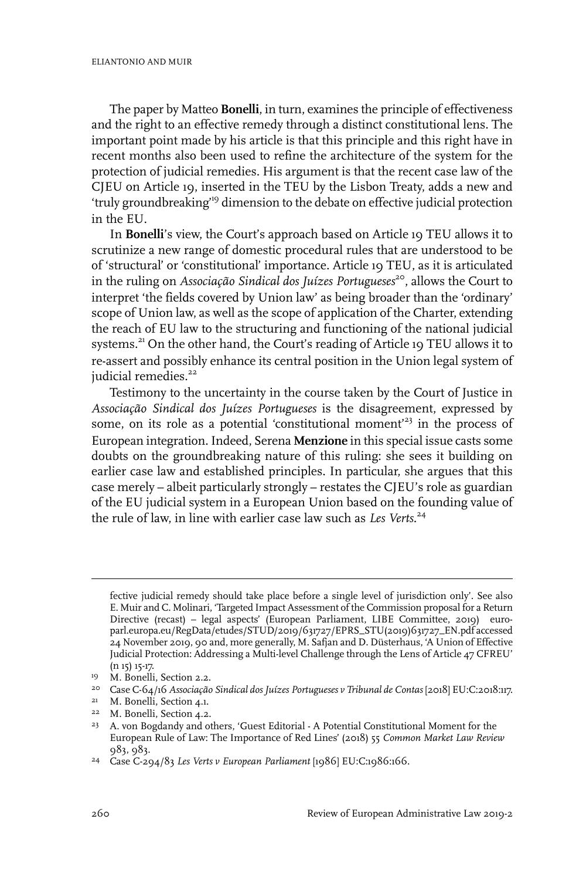The paper by Matteo **Bonelli**, in turn, examines the principle of effectiveness and the right to an effective remedy through a distinct constitutional lens. The important point made by his article is that this principle and this right have in recent months also been used to refine the architecture of the system for the protection of judicial remedies. His argument is that the recent case law of the CJEU on Article 19, inserted in the TEU by the Lisbon Treaty, adds a new and 'truly groundbreaking'[19] dimension to the debate on effective judicial protection in the EU.

In **Bonelli**'s view, the Court's approach based on Article 19 TEU allows it to scrutinize a new range of domestic procedural rules that are understood to be of 'structural' or 'constitutional' importance. Article 19 TEU, as it is articulated in the ruling on *Associação Sindical dos Juízes Portugueses*[20], allows the Court to interpret 'the fields covered by Union law' as being broader than the 'ordinary' scope of Union law, as well as the scope of application of the Charter, extending the reach of EU law to the structuring and functioning of the national judicial systems.[21] On the other hand, the Court's reading of Article 19 TEU allows it to re-assert and possibly enhance its central position in the Union legal system of judicial remedies.[22]

Testimony to the uncertainty in the course taken by the Court of Justice in *Associação Sindical dos Juízes Portugueses* is the disagreement, expressed by some, on its role as a potential 'constitutional moment'[23] in the process of European integration. Indeed, Serena **Menzione** in this special issue casts some doubts on the groundbreaking nature of this ruling: she sees it building on earlier case law and established principles. In particular, she argues that this case merely – albeit particularly strongly – restates the CJEU's role as guardian of the EU judicial system in a European Union based on the founding value of the rule of law, in line with earlier case law such as *Les Verts*.[24]

---

fective judicial remedy should take place before a single level of jurisdiction only'. See also E. Muir and C. Molinari, 'Targeted Impact Assessment of the Commission proposal for a Return Directive (recast) – legal aspects' (European Parliament, LIBE Committee, 2019) europarl.europa.eu/RegData/etudes/STUD/2019/631727/EPRS_STU(2019)631727_EN.pdf accessed 24 November 2019, 90 and, more generally, M. Safjan and D. Düsterhaus, 'A Union of Effective Judicial Protection: Addressing a Multi-level Challenge through the Lens of Article 47 CFREU' (n 15) 15-17.

[19] M. Bonelli, Section 2.2.

[20] Case C-64/16 *Associação Sindical dos Juízes Portugueses v Tribunal de Contas* [2018] EU:C:2018:117.

[21] M. Bonelli, Section 4.1.

[22] M. Bonelli, Section 4.2.

[23] A. von Bogdandy and others, 'Guest Editorial - A Potential Constitutional Moment for the European Rule of Law: The Importance of Red Lines' (2018) 55 *Common Market Law Review* 983, 983.

[24] Case C-294/83 *Les Verts v European Parliament* [1986] EU:C:1986:166.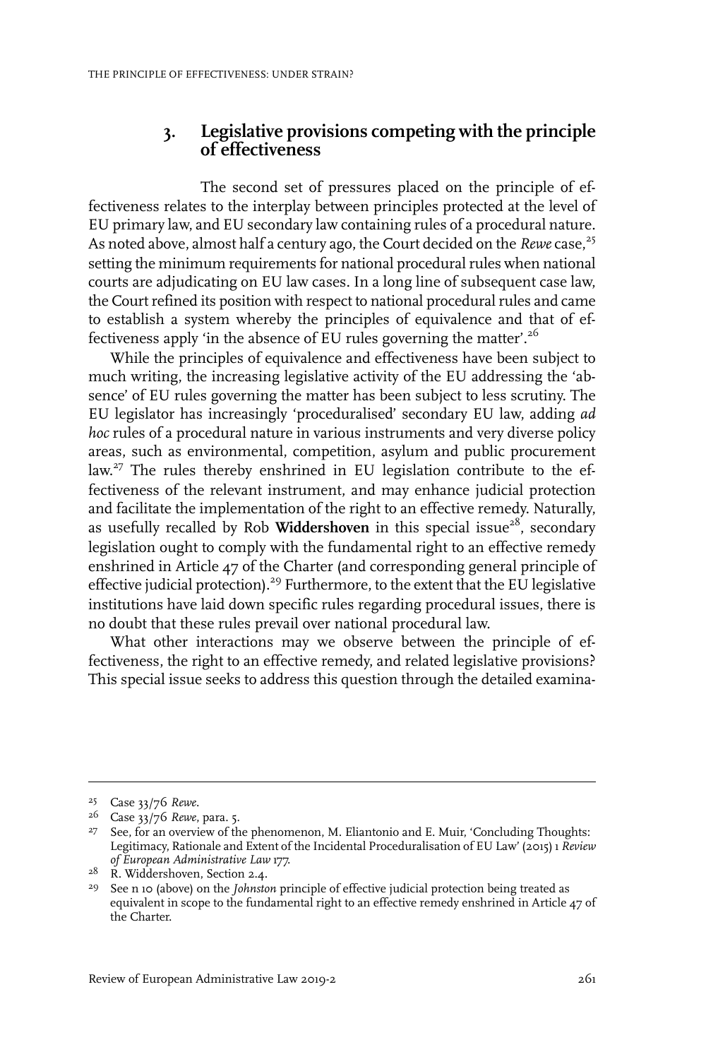## 3. Legislative provisions competing with the principle of effectiveness

The second set of pressures placed on the principle of effectiveness relates to the interplay between principles protected at the level of EU primary law, and EU secondary law containing rules of a procedural nature. As noted above, almost half a century ago, the Court decided on the *Rewe* case,[25] setting the minimum requirements for national procedural rules when national courts are adjudicating on EU law cases. In a long line of subsequent case law, the Court refined its position with respect to national procedural rules and came to establish a system whereby the principles of equivalence and that of effectiveness apply 'in the absence of EU rules governing the matter'.[26]

While the principles of equivalence and effectiveness have been subject to much writing, the increasing legislative activity of the EU addressing the 'absence' of EU rules governing the matter has been subject to less scrutiny. The EU legislator has increasingly 'proceduralised' secondary EU law, adding *ad hoc* rules of a procedural nature in various instruments and very diverse policy areas, such as environmental, competition, asylum and public procurement law.[27] The rules thereby enshrined in EU legislation contribute to the effectiveness of the relevant instrument, and may enhance judicial protection and facilitate the implementation of the right to an effective remedy. Naturally, as usefully recalled by Rob **Widdershoven** in this special issue[28], secondary legislation ought to comply with the fundamental right to an effective remedy enshrined in Article 47 of the Charter (and corresponding general principle of effective judicial protection).[29] Furthermore, to the extent that the EU legislative institutions have laid down specific rules regarding procedural issues, there is no doubt that these rules prevail over national procedural law.

What other interactions may we observe between the principle of effectiveness, the right to an effective remedy, and related legislative provisions? This special issue seeks to address this question through the detailed examina-

---

25 Case 33/76 *Rewe*.

26 Case 33/76 *Rewe*, para. 5.

27 See, for an overview of the phenomenon, M. Eliantonio and E. Muir, 'Concluding Thoughts: Legitimacy, Rationale and Extent of the Incidental Proceduralisation of EU Law' (2015) 1 *Review of European Administrative Law* 177.

28 R. Widdershoven, Section 2.4.

29 See n 10 (above) on the *Johnston* principle of effective judicial protection being treated as equivalent in scope to the fundamental right to an effective remedy enshrined in Article 47 of the Charter.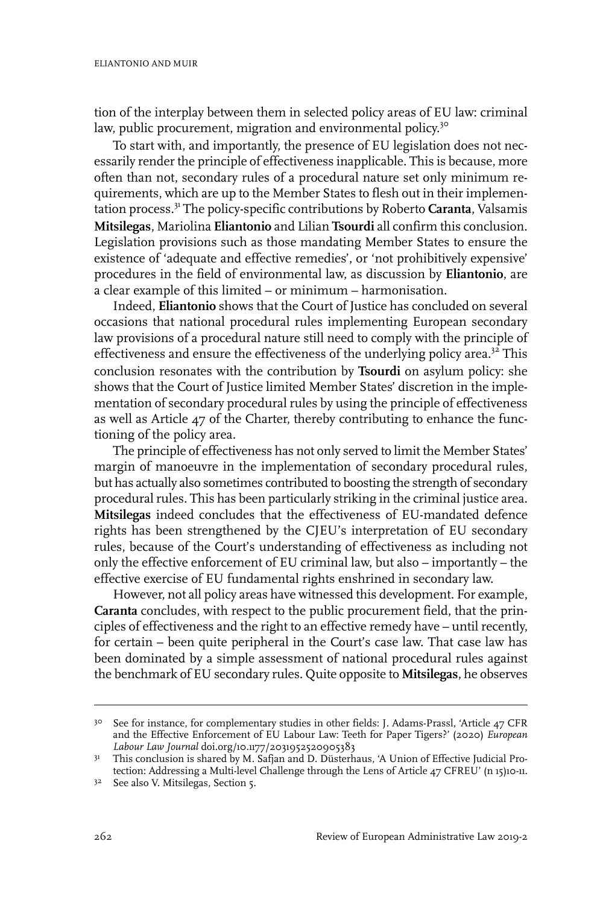tion of the interplay between them in selected policy areas of EU law: criminal law, public procurement, migration and environmental policy.[30]

To start with, and importantly, the presence of EU legislation does not necessarily render the principle of effectiveness inapplicable. This is because, more often than not, secondary rules of a procedural nature set only minimum requirements, which are up to the Member States to flesh out in their implementation process.[31] The policy-specific contributions by Roberto **Caranta**, Valsamis **Mitsilegas**, Mariolina **Eliantonio** and Lilian **Tsourdi** all confirm this conclusion. Legislation provisions such as those mandating Member States to ensure the existence of 'adequate and effective remedies', or 'not prohibitively expensive' procedures in the field of environmental law, as discussion by **Eliantonio**, are a clear example of this limited – or minimum – harmonisation.

Indeed, **Eliantonio** shows that the Court of Justice has concluded on several occasions that national procedural rules implementing European secondary law provisions of a procedural nature still need to comply with the principle of effectiveness and ensure the effectiveness of the underlying policy area.[32] This conclusion resonates with the contribution by **Tsourdi** on asylum policy: she shows that the Court of Justice limited Member States' discretion in the implementation of secondary procedural rules by using the principle of effectiveness as well as Article 47 of the Charter, thereby contributing to enhance the functioning of the policy area.

The principle of effectiveness has not only served to limit the Member States' margin of manoeuvre in the implementation of secondary procedural rules, but has actually also sometimes contributed to boosting the strength of secondary procedural rules. This has been particularly striking in the criminal justice area. **Mitsilegas** indeed concludes that the effectiveness of EU-mandated defence rights has been strengthened by the CJEU's interpretation of EU secondary rules, because of the Court's understanding of effectiveness as including not only the effective enforcement of EU criminal law, but also – importantly – the effective exercise of EU fundamental rights enshrined in secondary law.

However, not all policy areas have witnessed this development. For example, **Caranta** concludes, with respect to the public procurement field, that the principles of effectiveness and the right to an effective remedy have – until recently, for certain – been quite peripheral in the Court's case law. That case law has been dominated by a simple assessment of national procedural rules against the benchmark of EU secondary rules. Quite opposite to **Mitsilegas**, he observes

---

[30] See for instance, for complementary studies in other fields: J. Adams-Prassl, 'Article 47 CFR and the Effective Enforcement of EU Labour Law: Teeth for Paper Tigers?' (2020) *European Labour Law Journal* doi.org/10.1177/2031952520905383

[31] This conclusion is shared by M. Safjan and D. Düsterhaus, 'A Union of Effective Judicial Protection: Addressing a Multi-level Challenge through the Lens of Article 47 CFREU' (n 15)10-11.

[32] See also V. Mitsilegas, Section 5.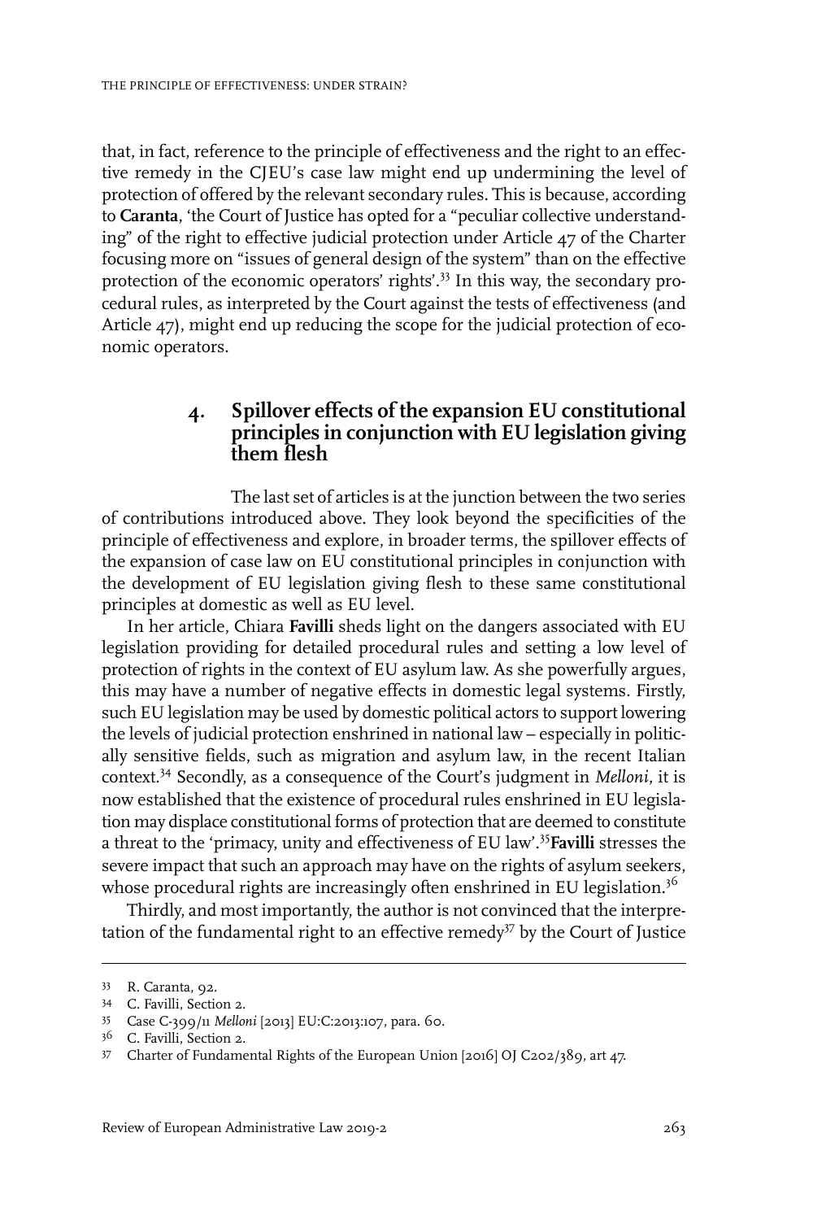that, in fact, reference to the principle of effectiveness and the right to an effective remedy in the CJEU's case law might end up undermining the level of protection of offered by the relevant secondary rules. This is because, according to **Caranta**, 'the Court of Justice has opted for a "peculiar collective understanding" of the right to effective judicial protection under Article 47 of the Charter focusing more on "issues of general design of the system" than on the effective protection of the economic operators' rights'.[33] In this way, the secondary procedural rules, as interpreted by the Court against the tests of effectiveness (and Article 47), might end up reducing the scope for the judicial protection of economic operators.

## 4. Spillover effects of the expansion EU constitutional principles in conjunction with EU legislation giving them flesh

The last set of articles is at the junction between the two series of contributions introduced above. They look beyond the specificities of the principle of effectiveness and explore, in broader terms, the spillover effects of the expansion of case law on EU constitutional principles in conjunction with the development of EU legislation giving flesh to these same constitutional principles at domestic as well as EU level.

In her article, Chiara **Favilli** sheds light on the dangers associated with EU legislation providing for detailed procedural rules and setting a low level of protection of rights in the context of EU asylum law. As she powerfully argues, this may have a number of negative effects in domestic legal systems. Firstly, such EU legislation may be used by domestic political actors to support lowering the levels of judicial protection enshrined in national law – especially in politically sensitive fields, such as migration and asylum law, in the recent Italian context.[34] Secondly, as a consequence of the Court's judgment in *Melloni*, it is now established that the existence of procedural rules enshrined in EU legislation may displace constitutional forms of protection that are deemed to constitute a threat to the 'primacy, unity and effectiveness of EU law'.[35] **Favilli** stresses the severe impact that such an approach may have on the rights of asylum seekers, whose procedural rights are increasingly often enshrined in EU legislation.[36]

Thirdly, and most importantly, the author is not convinced that the interpretation of the fundamental right to an effective remedy[37] by the Court of Justice

---

33 R. Caranta, 92.

34 C. Favilli, Section 2.

35 Case C-399/11 *Melloni* [2013] EU:C:2013:107, para. 60.

36 C. Favilli, Section 2.

37 Charter of Fundamental Rights of the European Union [2016] OJ C202/389, art 47.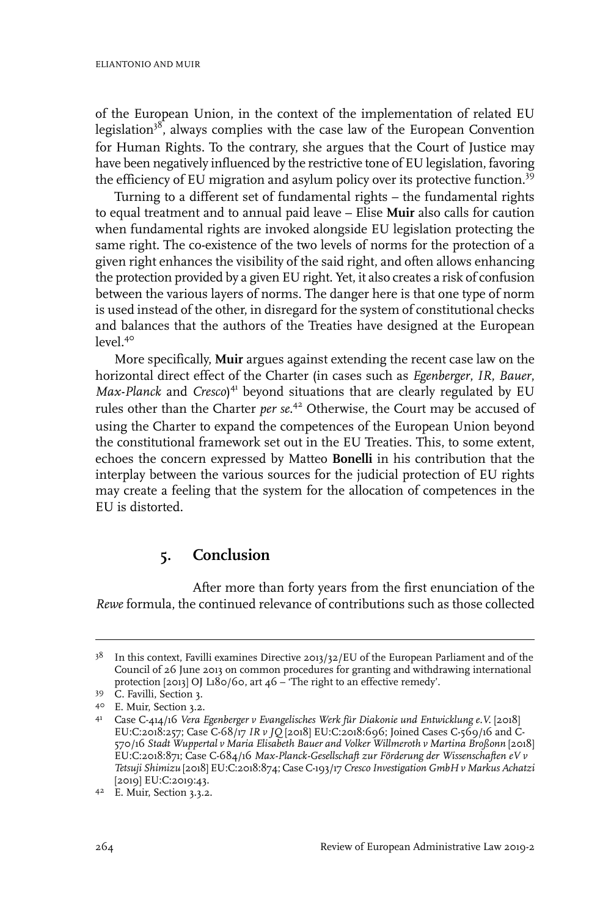of the European Union, in the context of the implementation of related EU legislation[38], always complies with the case law of the European Convention for Human Rights. To the contrary, she argues that the Court of Justice may have been negatively influenced by the restrictive tone of EU legislation, favoring the efficiency of EU migration and asylum policy over its protective function.[39]

Turning to a different set of fundamental rights – the fundamental rights to equal treatment and to annual paid leave – Elise **Muir** also calls for caution when fundamental rights are invoked alongside EU legislation protecting the same right. The co-existence of the two levels of norms for the protection of a given right enhances the visibility of the said right, and often allows enhancing the protection provided by a given EU right. Yet, it also creates a risk of confusion between the various layers of norms. The danger here is that one type of norm is used instead of the other, in disregard for the system of constitutional checks and balances that the authors of the Treaties have designed at the European level.[40]

More specifically, **Muir** argues against extending the recent case law on the horizontal direct effect of the Charter (in cases such as *Egenberger*, *IR*, *Bauer*, *Max-Planck* and *Cresco*)[41] beyond situations that are clearly regulated by EU rules other than the Charter *per se*.[42] Otherwise, the Court may be accused of using the Charter to expand the competences of the European Union beyond the constitutional framework set out in the EU Treaties. This, to some extent, echoes the concern expressed by Matteo **Bonelli** in his contribution that the interplay between the various sources for the judicial protection of EU rights may create a feeling that the system for the allocation of competences in the EU is distorted.

## 5. Conclusion

After more than forty years from the first enunciation of the *Rewe* formula, the continued relevance of contributions such as those collected

---

[38] In this context, Favilli examines Directive 2013/32/EU of the European Parliament and of the Council of 26 June 2013 on common procedures for granting and withdrawing international protection [2013] OJ L180/60, art 46 – 'The right to an effective remedy'.

[39] C. Favilli, Section 3.

[40] E. Muir, Section 3.2.

[41] Case C-414/16 *Vera Egenberger v Evangelisches Werk für Diakonie und Entwicklung e.V.* [2018] EU:C:2018:257; Case C-68/17 *IR v JQ* [2018] EU:C:2018:696; Joined Cases C-569/16 and C-570/16 *Stadt Wuppertal v Maria Elisabeth Bauer and Volker Willmeroth v Martina Broßonn* [2018] EU:C:2018:871; Case C-684/16 *Max-Planck-Gesellschaft zur Förderung der Wissenschaften eV v Tetsuji Shimizu* [2018] EU:C:2018:874; Case C-193/17 *Cresco Investigation GmbH v Markus Achatzi* [2019] EU:C:2019:43.

[42] E. Muir, Section 3.3.2.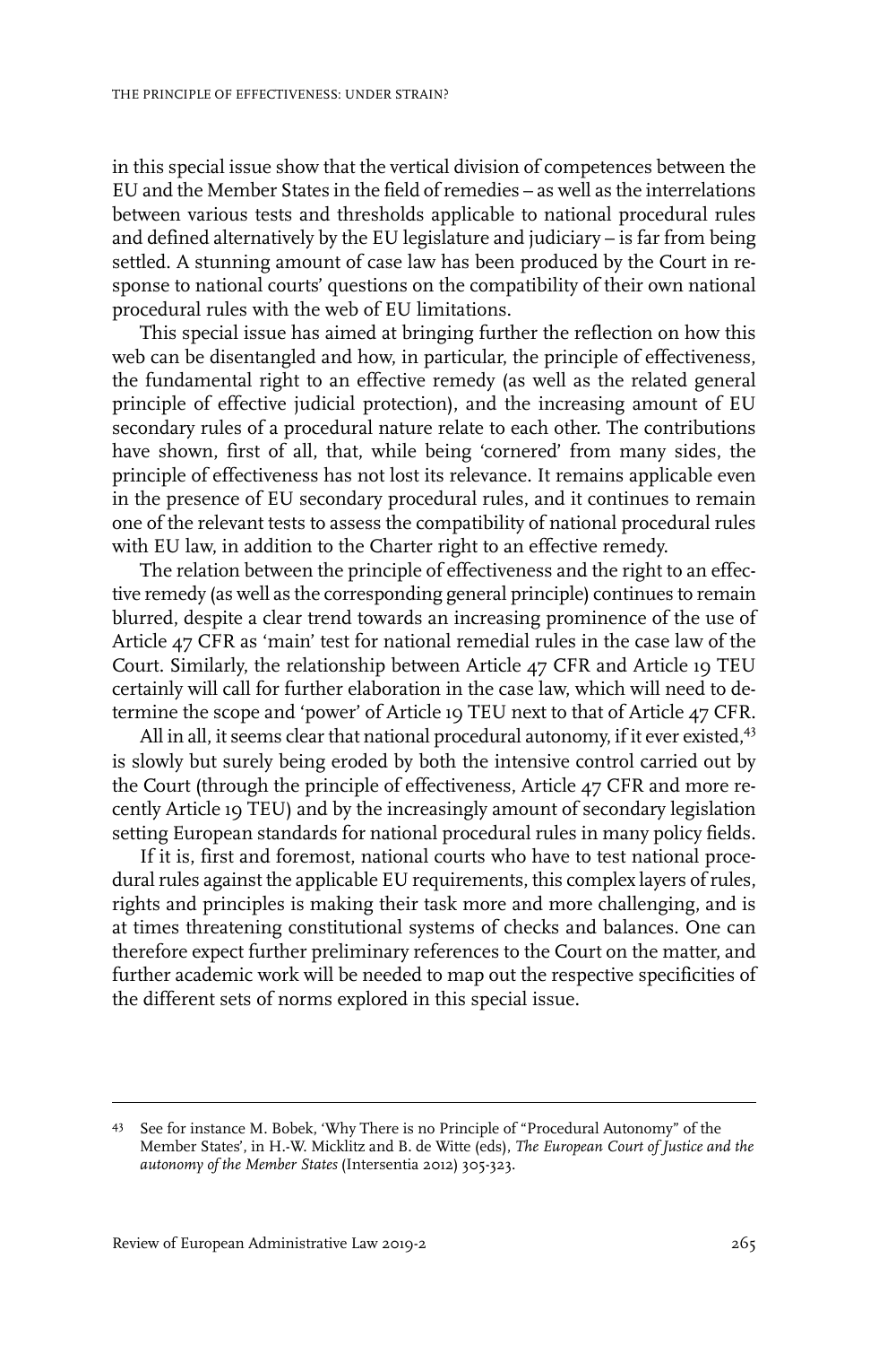in this special issue show that the vertical division of competences between the EU and the Member States in the field of remedies – as well as the interrelations between various tests and thresholds applicable to national procedural rules and defined alternatively by the EU legislature and judiciary – is far from being settled. A stunning amount of case law has been produced by the Court in response to national courts' questions on the compatibility of their own national procedural rules with the web of EU limitations.

This special issue has aimed at bringing further the reflection on how this web can be disentangled and how, in particular, the principle of effectiveness, the fundamental right to an effective remedy (as well as the related general principle of effective judicial protection), and the increasing amount of EU secondary rules of a procedural nature relate to each other. The contributions have shown, first of all, that, while being 'cornered' from many sides, the principle of effectiveness has not lost its relevance. It remains applicable even in the presence of EU secondary procedural rules, and it continues to remain one of the relevant tests to assess the compatibility of national procedural rules with EU law, in addition to the Charter right to an effective remedy.

The relation between the principle of effectiveness and the right to an effective remedy (as well as the corresponding general principle) continues to remain blurred, despite a clear trend towards an increasing prominence of the use of Article 47 CFR as 'main' test for national remedial rules in the case law of the Court. Similarly, the relationship between Article 47 CFR and Article 19 TEU certainly will call for further elaboration in the case law, which will need to determine the scope and 'power' of Article 19 TEU next to that of Article 47 CFR.

All in all, it seems clear that national procedural autonomy, if it ever existed,[43] is slowly but surely being eroded by both the intensive control carried out by the Court (through the principle of effectiveness, Article 47 CFR and more recently Article 19 TEU) and by the increasingly amount of secondary legislation setting European standards for national procedural rules in many policy fields.

If it is, first and foremost, national courts who have to test national procedural rules against the applicable EU requirements, this complex layers of rules, rights and principles is making their task more and more challenging, and is at times threatening constitutional systems of checks and balances. One can therefore expect further preliminary references to the Court on the matter, and further academic work will be needed to map out the respective specificities of the different sets of norms explored in this special issue.

---

43 See for instance M. Bobek, 'Why There is no Principle of "Procedural Autonomy" of the Member States', in H.-W. Micklitz and B. de Witte (eds), *The European Court of Justice and the autonomy of the Member States* (Intersentia 2012) 305-323.